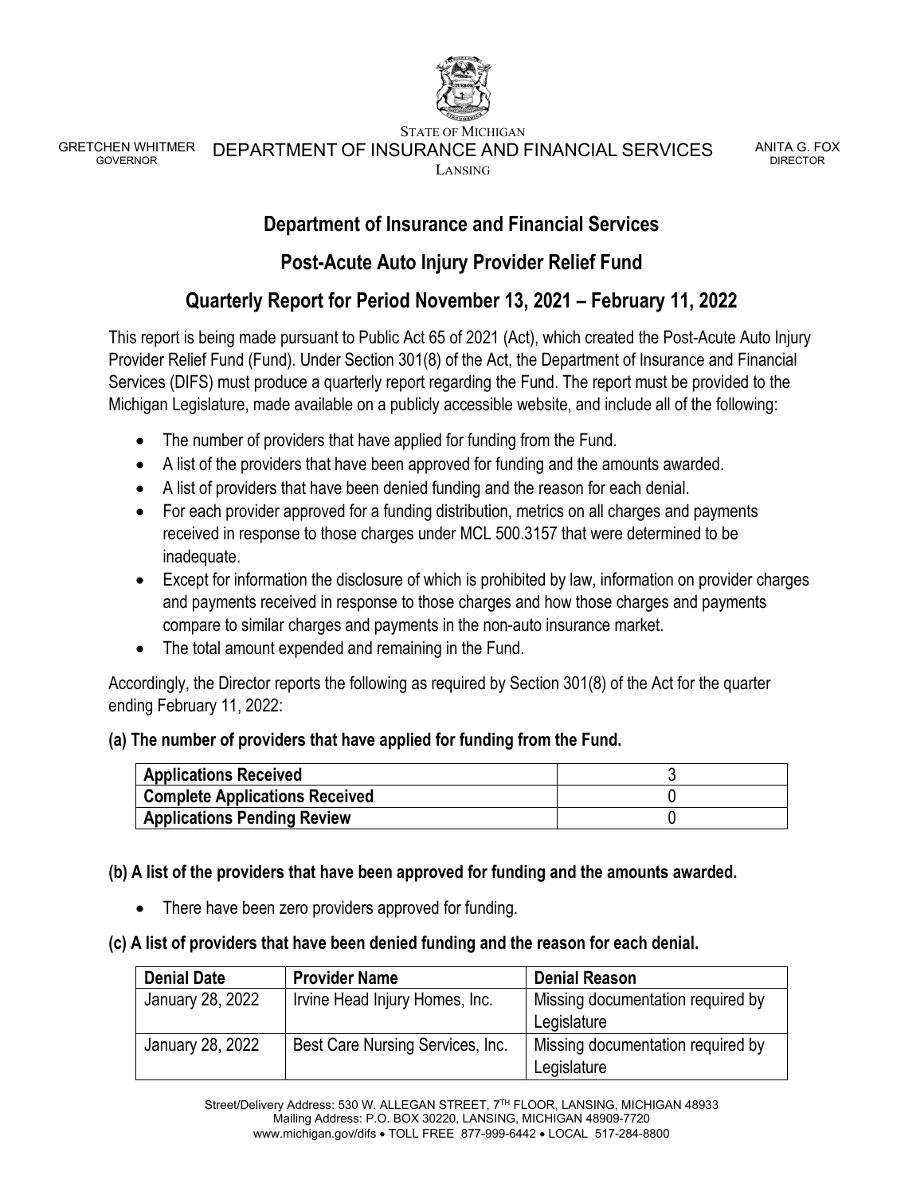STATE OF MICHIGAN

GRETCHEN WHITMER
GOVERNOR

DEPARTMENT OF INSURANCE AND FINANCIAL SERVICES
LANSING

ANITA G. FOX
DIRECTOR

# Department of Insurance and Financial Services

## Post-Acute Auto Injury Provider Relief Fund

## Quarterly Report for Period November 13, 2021 – February 11, 2022

This report is being made pursuant to Public Act 65 of 2021 (Act), which created the Post-Acute Auto Injury Provider Relief Fund (Fund). Under Section 301(8) of the Act, the Department of Insurance and Financial Services (DIFS) must produce a quarterly report regarding the Fund. The report must be provided to the Michigan Legislature, made available on a publicly accessible website, and include all of the following:

- The number of providers that have applied for funding from the Fund.
- A list of the providers that have been approved for funding and the amounts awarded.
- A list of providers that have been denied funding and the reason for each denial.
- For each provider approved for a funding distribution, metrics on all charges and payments received in response to those charges under MCL 500.3157 that were determined to be inadequate.
- Except for information the disclosure of which is prohibited by law, information on provider charges and payments received in response to those charges and how those charges and payments compare to similar charges and payments in the non-auto insurance market.
- The total amount expended and remaining in the Fund.

Accordingly, the Director reports the following as required by Section 301(8) of the Act for the quarter ending February 11, 2022:

**(a) The number of providers that have applied for funding from the Fund.**

| Applications Received | 3 |
|---|---|
| Complete Applications Received | 0 |
| Applications Pending Review | 0 |

**(b) A list of the providers that have been approved for funding and the amounts awarded.**

- There have been zero providers approved for funding.

**(c) A list of providers that have been denied funding and the reason for each denial.**

| Denial Date | Provider Name | Denial Reason |
|---|---|---|
| January 28, 2022 | Irvine Head Injury Homes, Inc. | Missing documentation required by Legislature |
| January 28, 2022 | Best Care Nursing Services, Inc. | Missing documentation required by Legislature |

Street/Delivery Address: 530 W. ALLEGAN STREET, 7TH FLOOR, LANSING, MICHIGAN 48933
Mailing Address: P.O. BOX 30220, LANSING, MICHIGAN 48909-7720
www.michigan.gov/difs • TOLL FREE 877-999-6442 • LOCAL 517-284-8800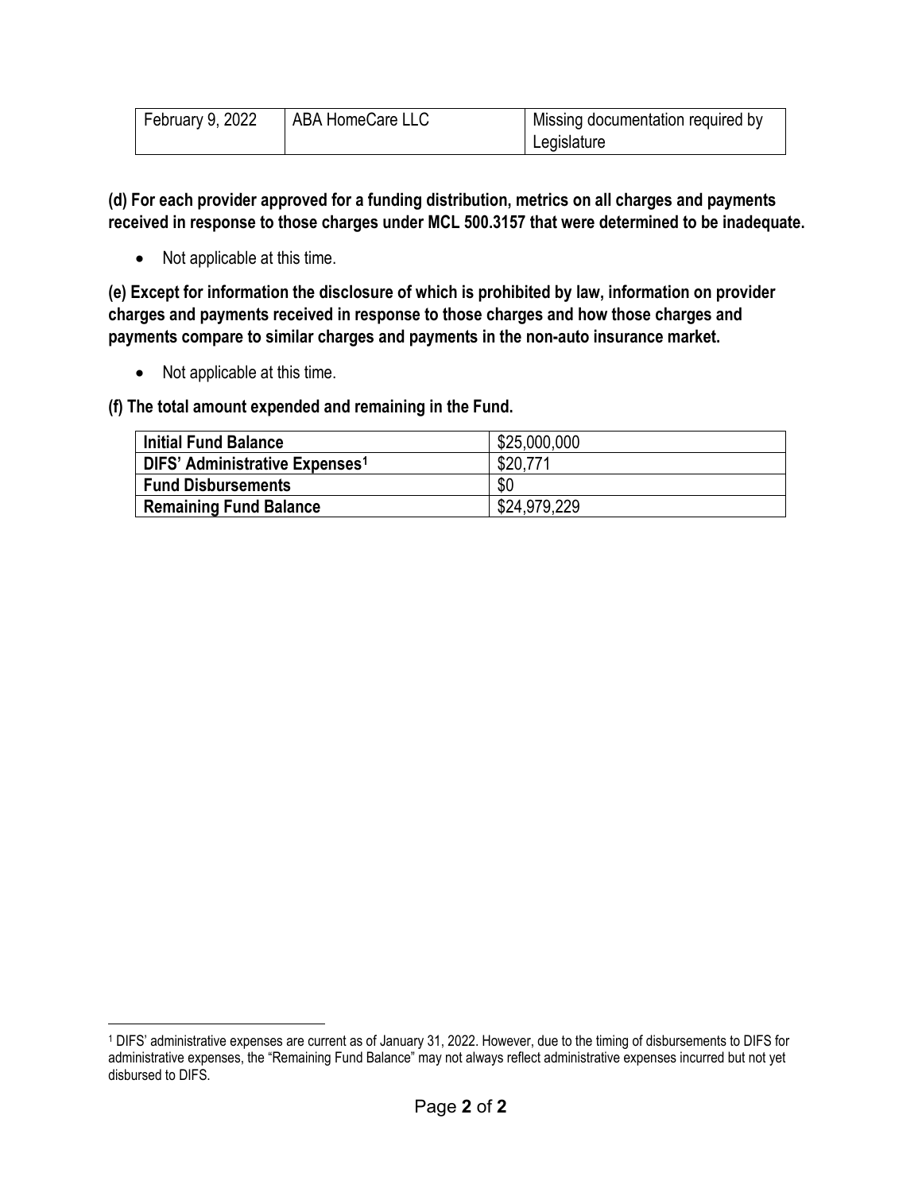| | | |
|---|---|---|
| February 9, 2022 | ABA HomeCare LLC | Missing documentation required by Legislature |

**(d) For each provider approved for a funding distribution, metrics on all charges and payments received in response to those charges under MCL 500.3157 that were determined to be inadequate.**

- Not applicable at this time.

**(e) Except for information the disclosure of which is prohibited by law, information on provider charges and payments received in response to those charges and how those charges and payments compare to similar charges and payments in the non-auto insurance market.**

- Not applicable at this time.

**(f) The total amount expended and remaining in the Fund.**

| | |
|---|---|
| **Initial Fund Balance** | $25,000,000 |
| **DIFS' Administrative Expenses[1]** | $20,771 |
| **Fund Disbursements** | $0 |
| **Remaining Fund Balance** | $24,979,229 |

[1] DIFS' administrative expenses are current as of January 31, 2022. However, due to the timing of disbursements to DIFS for administrative expenses, the "Remaining Fund Balance" may not always reflect administrative expenses incurred but not yet disbursed to DIFS.